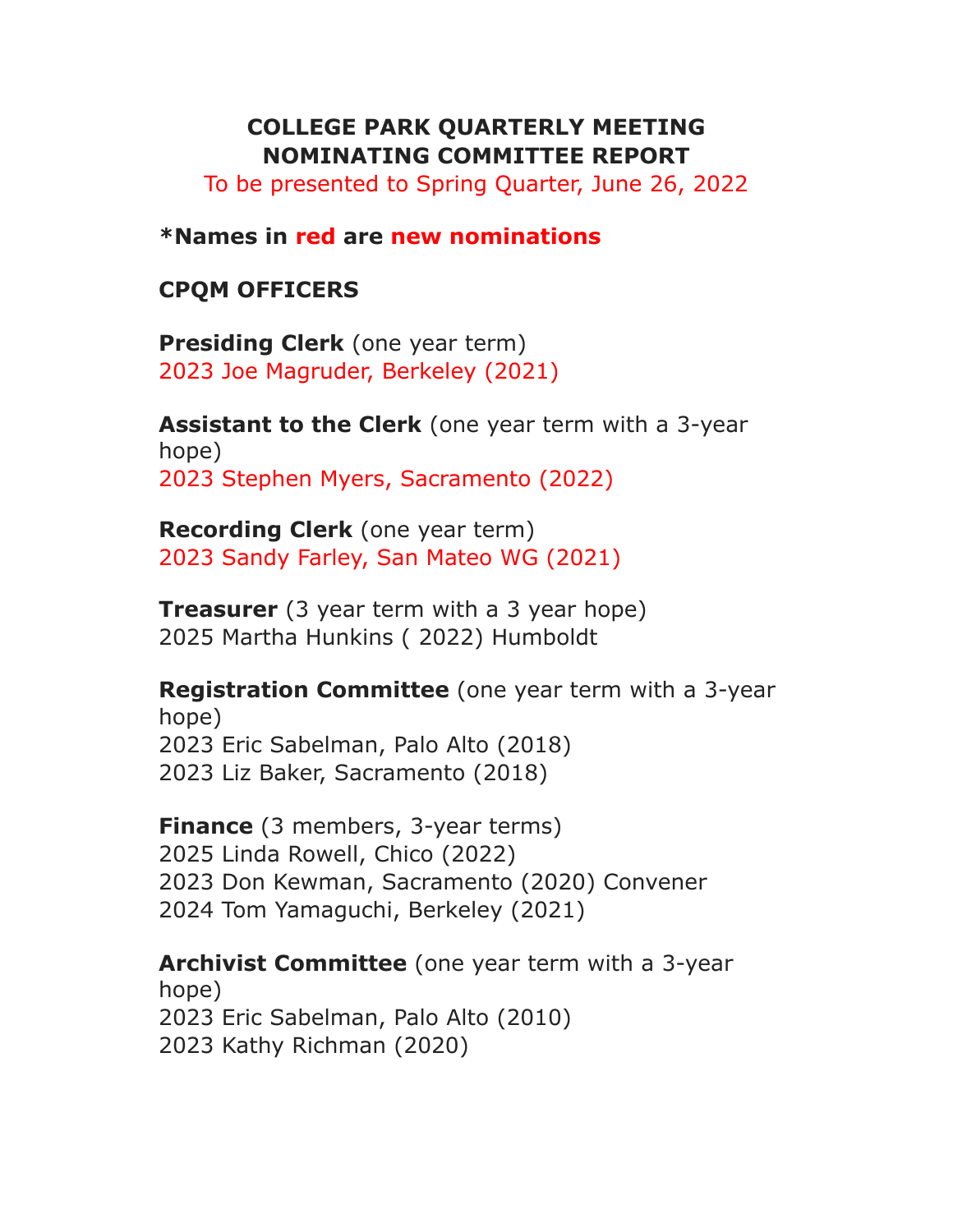# COLLEGE PARK QUARTERLY MEETING
# NOMINATING COMMITTEE REPORT

To be presented to Spring Quarter, June 26, 2022

**\*Names in red are new nominations**

## CPQM OFFICERS

**Presiding Clerk** (one year term)
2023 Joe Magruder, Berkeley (2021)

**Assistant to the Clerk** (one year term with a 3-year hope)
2023 Stephen Myers, Sacramento (2022)

**Recording Clerk** (one year term)
2023 Sandy Farley, San Mateo WG (2021)

**Treasurer** (3 year term with a 3 year hope)
2025 Martha Hunkins ( 2022) Humboldt

**Registration Committee** (one year term with a 3-year hope)
2023 Eric Sabelman, Palo Alto (2018)
2023 Liz Baker, Sacramento (2018)

**Finance** (3 members, 3-year terms)
2025 Linda Rowell, Chico (2022)
2023 Don Kewman, Sacramento (2020) Convener
2024 Tom Yamaguchi, Berkeley (2021)

**Archivist Committee** (one year term with a 3-year hope)
2023 Eric Sabelman, Palo Alto (2010)
2023 Kathy Richman (2020)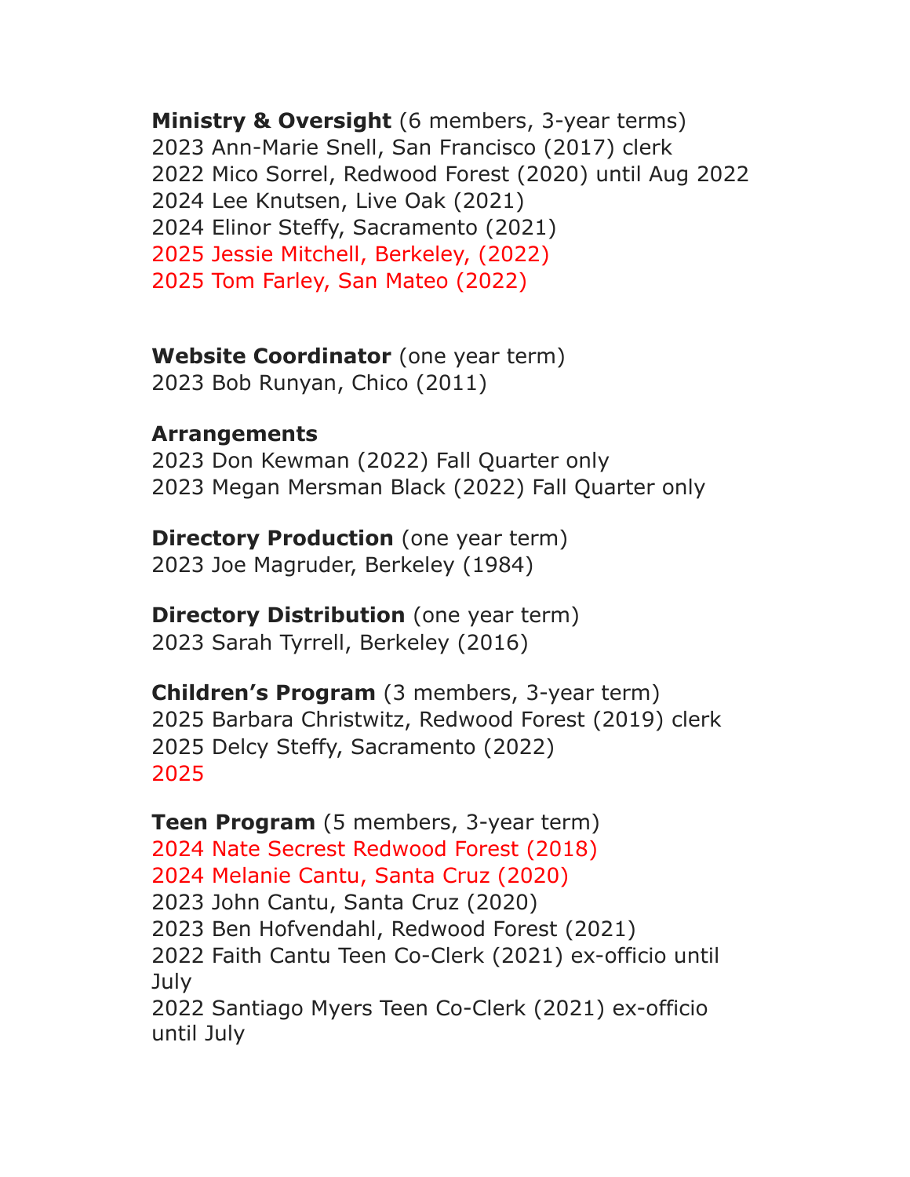**Ministry & Oversight** (6 members, 3-year terms)
2023 Ann-Marie Snell, San Francisco (2017) clerk
2022 Mico Sorrel, Redwood Forest (2020) until Aug 2022
2024 Lee Knutsen, Live Oak (2021)
2024 Elinor Steffy, Sacramento (2021)
2025 Jessie Mitchell, Berkeley, (2022)
2025 Tom Farley, San Mateo (2022)

**Website Coordinator** (one year term)
2023 Bob Runyan, Chico (2011)

**Arrangements**
2023 Don Kewman (2022) Fall Quarter only
2023 Megan Mersman Black (2022) Fall Quarter only

**Directory Production** (one year term)
2023 Joe Magruder, Berkeley (1984)

**Directory Distribution** (one year term)
2023 Sarah Tyrrell, Berkeley (2016)

**Children's Program** (3 members, 3-year term)
2025 Barbara Christwitz, Redwood Forest (2019) clerk
2025 Delcy Steffy, Sacramento (2022)
2025

**Teen Program** (5 members, 3-year term)
2024 Nate Secrest Redwood Forest (2018)
2024 Melanie Cantu, Santa Cruz (2020)
2023 John Cantu, Santa Cruz (2020)
2023 Ben Hofvendahl, Redwood Forest (2021)
2022 Faith Cantu Teen Co-Clerk (2021) ex-officio until July
2022 Santiago Myers Teen Co-Clerk (2021) ex-officio until July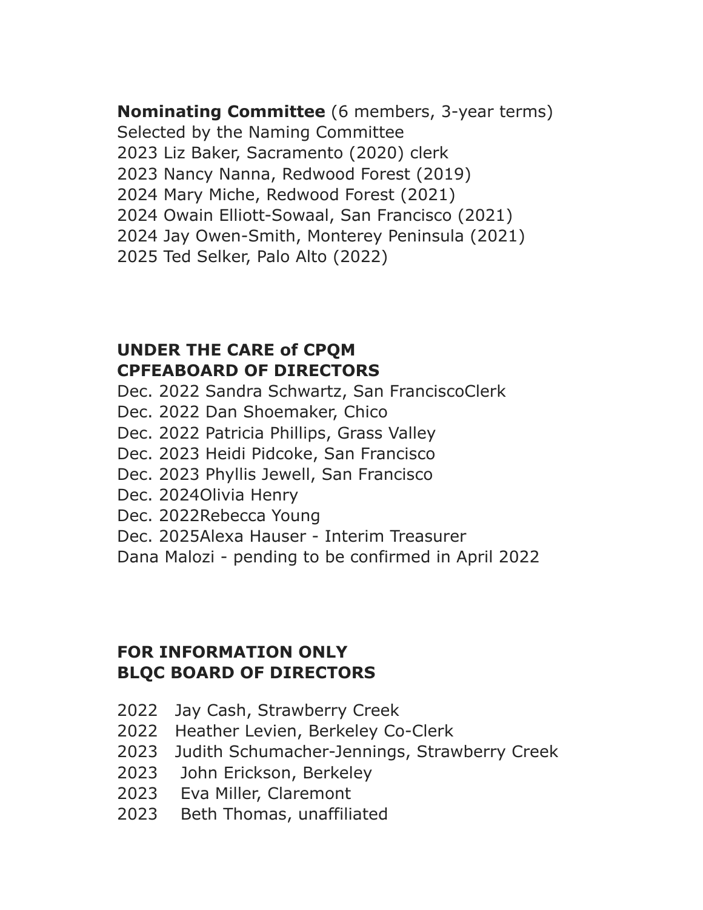**Nominating Committee** (6 members, 3-year terms)
Selected by the Naming Committee
2023 Liz Baker, Sacramento (2020) clerk
2023 Nancy Nanna, Redwood Forest (2019)
2024 Mary Miche, Redwood Forest (2021)
2024 Owain Elliott-Sowaal, San Francisco (2021)
2024 Jay Owen-Smith, Monterey Peninsula (2021)
2025 Ted Selker, Palo Alto (2022)

**UNDER THE CARE of CPQM**
**CPFEABOARD OF DIRECTORS**

Dec. 2022 Sandra Schwartz, San FranciscoClerk
Dec. 2022 Dan Shoemaker, Chico
Dec. 2022 Patricia Phillips, Grass Valley
Dec. 2023 Heidi Pidcoke, San Francisco
Dec. 2023 Phyllis Jewell, San Francisco
Dec. 2024Olivia Henry
Dec. 2022Rebecca Young
Dec. 2025Alexa Hauser - Interim Treasurer
Dana Malozi - pending to be confirmed in April 2022

**FOR INFORMATION ONLY**
**BLQC BOARD OF DIRECTORS**

2022 Jay Cash, Strawberry Creek
2022 Heather Levien, Berkeley Co-Clerk
2023 Judith Schumacher-Jennings, Strawberry Creek
2023 John Erickson, Berkeley
2023 Eva Miller, Claremont
2023 Beth Thomas, unaffiliated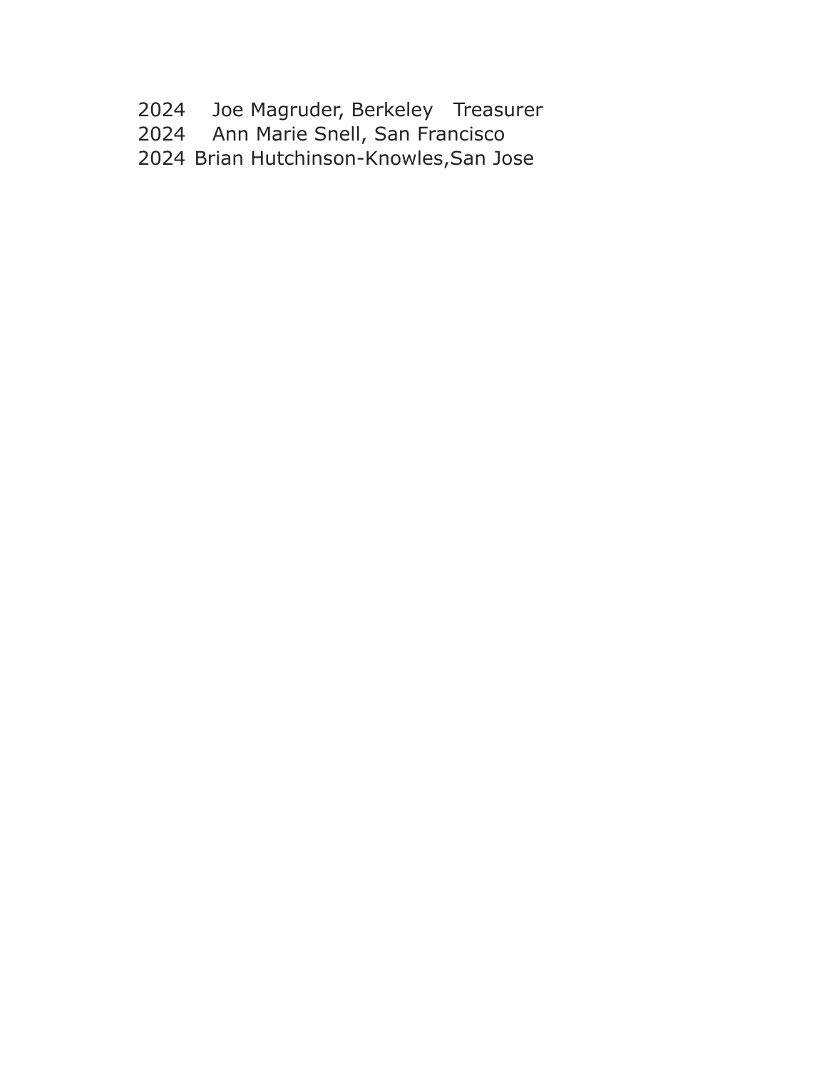2024 Joe Magruder, Berkeley Treasurer
2024 Ann Marie Snell, San Francisco
2024 Brian Hutchinson-Knowles,San Jose